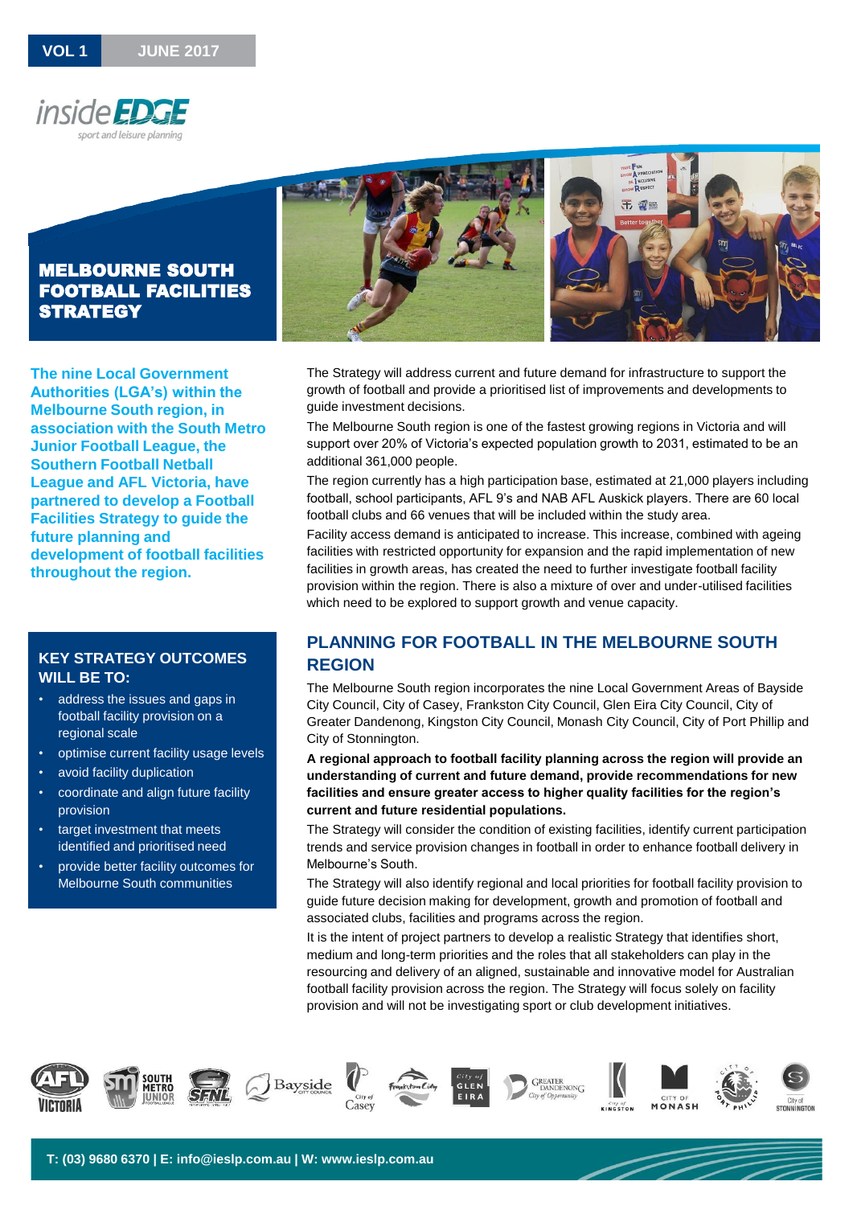VOL 1 JUNE 2017

insideEDGE
sport and leisure planning

# MELBOURNE SOUTH FOOTBALL FACILITIES STRATEGY

**The nine Local Government Authorities (LGA's) within the Melbourne South region, in association with the South Metro Junior Football League, the Southern Football Netball League and AFL Victoria, have partnered to develop a Football Facilities Strategy to guide the future planning and development of football facilities throughout the region.**

### KEY STRATEGY OUTCOMES WILL BE TO:

- address the issues and gaps in football facility provision on a regional scale
- optimise current facility usage levels
- avoid facility duplication
- coordinate and align future facility provision
- target investment that meets identified and prioritised need
- provide better facility outcomes for Melbourne South communities

The Strategy will address current and future demand for infrastructure to support the growth of football and provide a prioritised list of improvements and developments to guide investment decisions.

The Melbourne South region is one of the fastest growing regions in Victoria and will support over 20% of Victoria's expected population growth to 2031, estimated to be an additional 361,000 people.

The region currently has a high participation base, estimated at 21,000 players including football, school participants, AFL 9's and NAB AFL Auskick players. There are 60 local football clubs and 66 venues that will be included within the study area.

Facility access demand is anticipated to increase. This increase, combined with ageing facilities with restricted opportunity for expansion and the rapid implementation of new facilities in growth areas, has created the need to further investigate football facility provision within the region. There is also a mixture of over and under-utilised facilities which need to be explored to support growth and venue capacity.

## PLANNING FOR FOOTBALL IN THE MELBOURNE SOUTH REGION

The Melbourne South region incorporates the nine Local Government Areas of Bayside City Council, City of Casey, Frankston City Council, Glen Eira City Council, City of Greater Dandenong, Kingston City Council, Monash City Council, City of Port Phillip and City of Stonnington.

**A regional approach to football facility planning across the region will provide an understanding of current and future demand, provide recommendations for new facilities and ensure greater access to higher quality facilities for the region's current and future residential populations.**

The Strategy will consider the condition of existing facilities, identify current participation trends and service provision changes in football in order to enhance football delivery in Melbourne's South.

The Strategy will also identify regional and local priorities for football facility provision to guide future decision making for development, growth and promotion of football and associated clubs, facilities and programs across the region.

It is the intent of project partners to develop a realistic Strategy that identifies short, medium and long-term priorities and the roles that all stakeholders can play in the resourcing and delivery of an aligned, sustainable and innovative model for Australian football facility provision across the region. The Strategy will focus solely on facility provision and will not be investigating sport or club development initiatives.

T: (03) 9680 6370 | E: info@ieslp.com.au | W: www.ieslp.com.au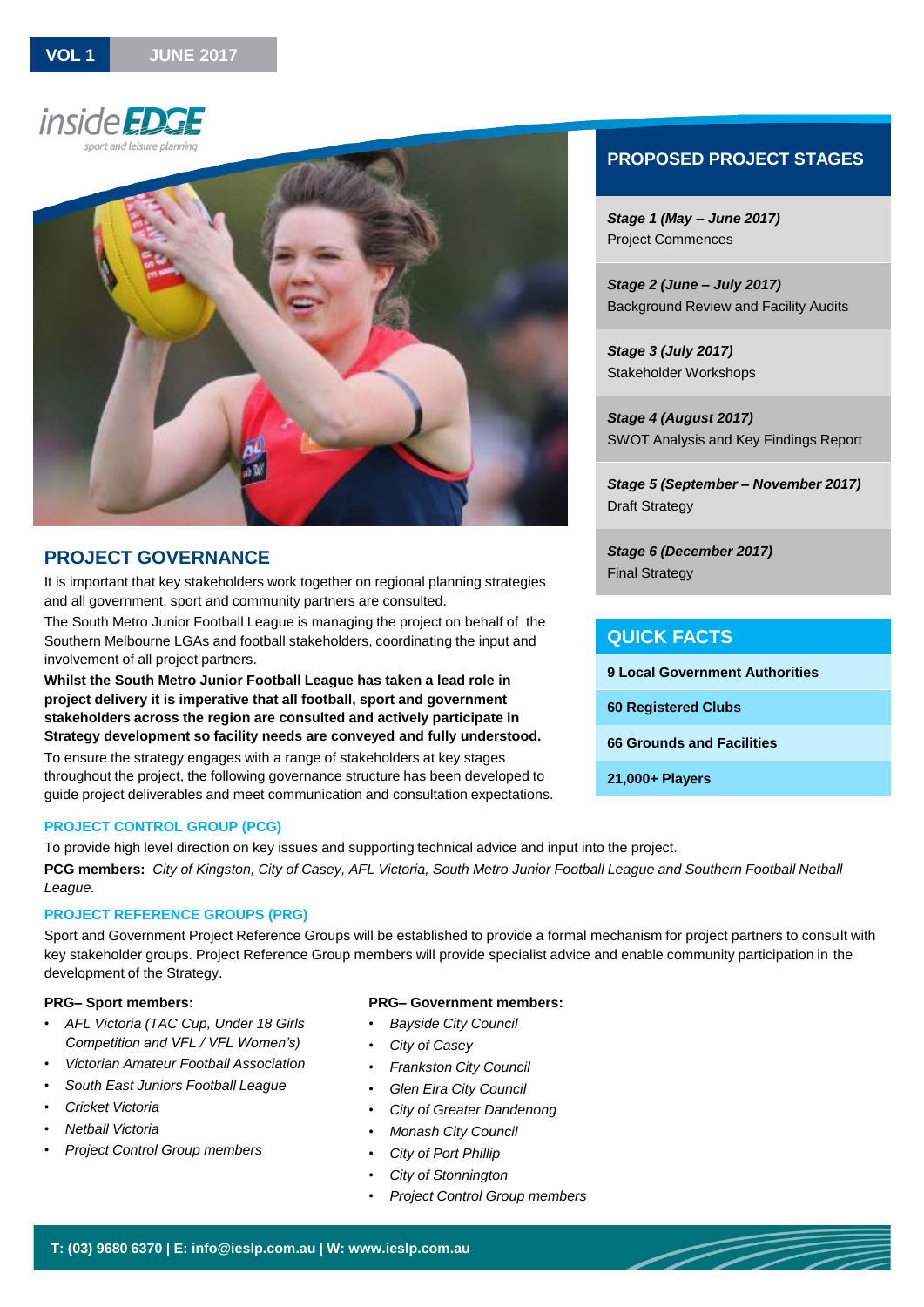VOL 1 JUNE 2017

## PROJECT GOVERNANCE

It is important that key stakeholders work together on regional planning strategies and all government, sport and community partners are consulted.

The South Metro Junior Football League is managing the project on behalf of the Southern Melbourne LGAs and football stakeholders, coordinating the input and involvement of all project partners.

**Whilst the South Metro Junior Football League has taken a lead role in project delivery it is imperative that all football, sport and government stakeholders across the region are consulted and actively participate in Strategy development so facility needs are conveyed and fully understood.**

To ensure the strategy engages with a range of stakeholders at key stages throughout the project, the following governance structure has been developed to guide project deliverables and meet communication and consultation expectations.

## PROPOSED PROJECT STAGES

***Stage 1 (May – June 2017)***
Project Commences

***Stage 2 (June – July 2017)***
Background Review and Facility Audits

***Stage 3 (July 2017)***
Stakeholder Workshops

***Stage 4 (August 2017)***
SWOT Analysis and Key Findings Report

***Stage 5 (September – November 2017)***
Draft Strategy

***Stage 6 (December 2017)***
Final Strategy

## QUICK FACTS

- **9 Local Government Authorities**
- **60 Registered Clubs**
- **66 Grounds and Facilities**
- **21,000+ Players**

### PROJECT CONTROL GROUP (PCG)

To provide high level direction on key issues and supporting technical advice and input into the project.

**PCG members:** *City of Kingston, City of Casey, AFL Victoria, South Metro Junior Football League and Southern Football Netball League.*

### PROJECT REFERENCE GROUPS (PRG)

Sport and Government Project Reference Groups will be established to provide a formal mechanism for project partners to consult with key stakeholder groups. Project Reference Group members will provide specialist advice and enable community participation in the development of the Strategy.

**PRG– Sport members:**

- *AFL Victoria (TAC Cup, Under 18 Girls Competition and VFL / VFL Women's)*
- *Victorian Amateur Football Association*
- *South East Juniors Football League*
- *Cricket Victoria*
- *Netball Victoria*
- *Project Control Group members*

**PRG– Government members:**

- *Bayside City Council*
- *City of Casey*
- *Frankston City Council*
- *Glen Eira City Council*
- *City of Greater Dandenong*
- *Monash City Council*
- *City of Port Phillip*
- *City of Stonnington*
- *Project Control Group members*

**T: (03) 9680 6370 | E: info@ieslp.com.au | W: www.ieslp.com.au**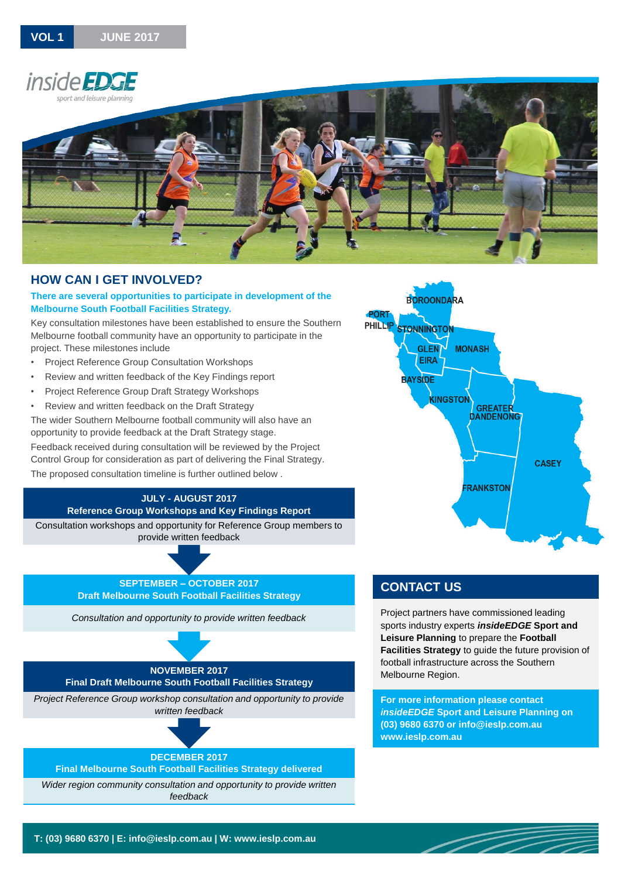VOL 1 JUNE 2017

insideEDGE sport and leisure planning

## HOW CAN I GET INVOLVED?

**There are several opportunities to participate in development of the Melbourne South Football Facilities Strategy.**

Key consultation milestones have been established to ensure the Southern Melbourne football community have an opportunity to participate in the project. These milestones include

- Project Reference Group Consultation Workshops
- Review and written feedback of the Key Findings report
- Project Reference Group Draft Strategy Workshops
- Review and written feedback on the Draft Strategy

The wider Southern Melbourne football community will also have an opportunity to provide feedback at the Draft Strategy stage.

Feedback received during consultation will be reviewed by the Project Control Group for consideration as part of delivering the Final Strategy.

The proposed consultation timeline is further outlined below .

**JULY - AUGUST 2017**
**Reference Group Workshops and Key Findings Report**

Consultation workshops and opportunity for Reference Group members to provide written feedback

**SEPTEMBER – OCTOBER 2017**
**Draft Melbourne South Football Facilities Strategy**

*Consultation and opportunity to provide written feedback*

**NOVEMBER 2017**
**Final Draft Melbourne South Football Facilities Strategy**

*Project Reference Group workshop consultation and opportunity to provide written feedback*

**DECEMBER 2017**
**Final Melbourne South Football Facilities Strategy delivered**

*Wider region community consultation and opportunity to provide written feedback*

BOROONDARA
PORT PHILLIP
STONNINGTON
GLEN EIRA
MONASH
BAYSIDE
KINGSTON
GREATER DANDENONG
CASEY
FRANKSTON

## CONTACT US

Project partners have commissioned leading sports industry experts ***insideEDGE* Sport and Leisure Planning** to prepare the **Football Facilities Strategy** to guide the future provision of football infrastructure across the Southern Melbourne Region.

**For more information please contact *insideEDGE* Sport and Leisure Planning on (03) 9680 6370 or info@ieslp.com.au www.ieslp.com.au**

**T: (03) 9680 6370 | E: info@ieslp.com.au | W: www.ieslp.com.au**